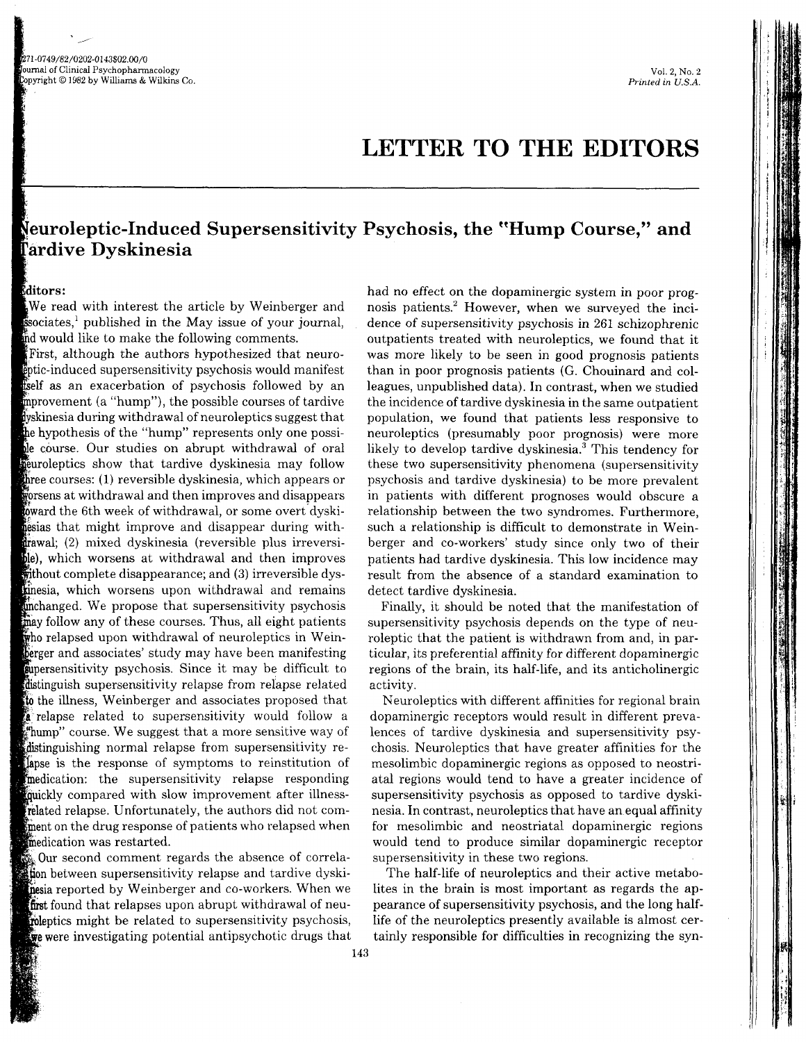# LETTER TO THE EDITORS

## Neuroleptic-Induced Supersensitivity Psychosis, the "Hump Course," and Tardive Dyskinesia

Editors:

We read with interest the article by Weinberger and associates,[1] published in the May issue of your journal, and would like to make the following comments.

First, although the authors hypothesized that neuroleptic-induced supersensitivity psychosis would manifest itself as an exacerbation of psychosis followed by an improvement (a "hump"), the possible courses of tardive dyskinesia during withdrawal of neuroleptics suggest that the hypothesis of the "hump" represents only one possible course. Our studies on abrupt withdrawal of oral neuroleptics show that tardive dyskinesia may follow three courses: (1) reversible dyskinesia, which appears or worsens at withdrawal and then improves and disappears toward the 6th week of withdrawal, or some overt dyskinesias that might improve and disappear during withdrawal; (2) mixed dyskinesia (reversible plus irreversible), which worsens at withdrawal and then improves without complete disappearance; and (3) irreversible dyskinesia, which worsens upon withdrawal and remains unchanged. We propose that supersensitivity psychosis may follow any of these courses. Thus, all eight patients who relapsed upon withdrawal of neuroleptics in Weinberger and associates' study may have been manifesting supersensitivity psychosis. Since it may be difficult to distinguish supersensitivity relapse from relapse related to the illness, Weinberger and associates proposed that a relapse related to supersensitivity would follow a "hump" course. We suggest that a more sensitive way of distinguishing normal relapse from supersensitivity relapse is the response of symptoms to reinstitution of medication: the supersensitivity relapse responding quickly compared with slow improvement after illness-related relapse. Unfortunately, the authors did not comment on the drug response of patients who relapsed when medication was restarted.

Our second comment regards the absence of correlation between supersensitivity relapse and tardive dyskinesia reported by Weinberger and co-workers. When we first found that relapses upon abrupt withdrawal of neuroleptics might be related to supersensitivity psychosis, we were investigating potential antipsychotic drugs that had no effect on the dopaminergic system in poor prognosis patients.[2] However, when we surveyed the incidence of supersensitivity psychosis in 261 schizophrenic outpatients treated with neuroleptics, we found that it was more likely to be seen in good prognosis patients than in poor prognosis patients (G. Chouinard and colleagues, unpublished data). In contrast, when we studied the incidence of tardive dyskinesia in the same outpatient population, we found that patients less responsive to neuroleptics (presumably poor prognosis) were more likely to develop tardive dyskinesia.[3] This tendency for these two supersensitivity phenomena (supersensitivity psychosis and tardive dyskinesia) to be more prevalent in patients with different prognoses would obscure a relationship between the two syndromes. Furthermore, such a relationship is difficult to demonstrate in Weinberger and co-workers' study since only two of their patients had tardive dyskinesia. This low incidence may result from the absence of a standard examination to detect tardive dyskinesia.

Finally, it should be noted that the manifestation of supersensitivity psychosis depends on the type of neuroleptic that the patient is withdrawn from and, in particular, its preferential affinity for different dopaminergic regions of the brain, its half-life, and its anticholinergic activity.

Neuroleptics with different affinities for regional brain dopaminergic receptors would result in different prevalences of tardive dyskinesia and supersensitivity psychosis. Neuroleptics that have greater affinities for the mesolimbic dopaminergic regions as opposed to neostriatal regions would tend to have a greater incidence of supersensitivity psychosis as opposed to tardive dyskinesia. In contrast, neuroleptics that have an equal affinity for mesolimbic and neostriatal dopaminergic regions would tend to produce similar dopaminergic receptor supersensitivity in these two regions.

The half-life of neuroleptics and their active metabolites in the brain is most important as regards the appearance of supersensitivity psychosis, and the long half-life of the neuroleptics presently available is almost certainly responsible for difficulties in recognizing the syn-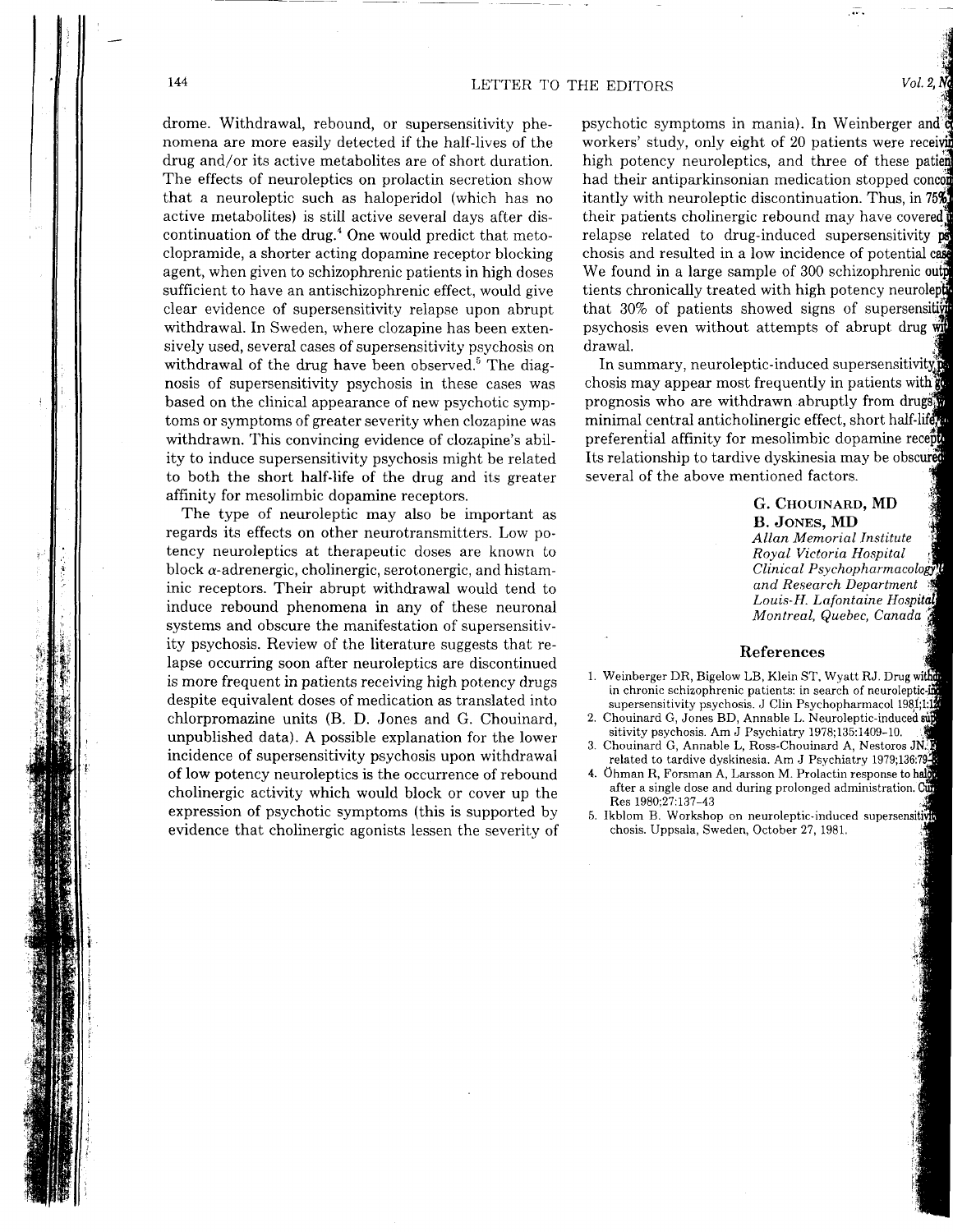drome. Withdrawal, rebound, or supersensitivity phenomena are more easily detected if the half-lives of the drug and/or its active metabolites are of short duration. The effects of neuroleptics on prolactin secretion show that a neuroleptic such as haloperidol (which has no active metabolites) is still active several days after discontinuation of the drug.[4] One would predict that metoclopramide, a shorter acting dopamine receptor blocking agent, when given to schizophrenic patients in high doses sufficient to have an antischizophrenic effect, would give clear evidence of supersensitivity relapse upon abrupt withdrawal. In Sweden, where clozapine has been extensively used, several cases of supersensitivity psychosis on withdrawal of the drug have been observed.[5] The diagnosis of supersensitivity psychosis in these cases was based on the clinical appearance of new psychotic symptoms or symptoms of greater severity when clozapine was withdrawn. This convincing evidence of clozapine's ability to induce supersensitivity psychosis might be related to both the short half-life of the drug and its greater affinity for mesolimbic dopamine receptors.

The type of neuroleptic may also be important as regards its effects on other neurotransmitters. Low potency neuroleptics at therapeutic doses are known to block α-adrenergic, cholinergic, serotonergic, and histaminic receptors. Their abrupt withdrawal would tend to induce rebound phenomena in any of these neuronal systems and obscure the manifestation of supersensitivity psychosis. Review of the literature suggests that relapse occurring soon after neuroleptics are discontinued is more frequent in patients receiving high potency drugs despite equivalent doses of medication as translated into chlorpromazine units (B. D. Jones and G. Chouinard, unpublished data). A possible explanation for the lower incidence of supersensitivity psychosis upon withdrawal of low potency neuroleptics is the occurrence of rebound cholinergic activity which would block or cover up the expression of psychotic symptoms (this is supported by evidence that cholinergic agonists lessen the severity of psychotic symptoms in mania). In Weinberger and co-workers' study, only eight of 20 patients were receiving high potency neuroleptics, and three of these patients had their antiparkinsonian medication stopped concomitantly with neuroleptic discontinuation. Thus, in 75% of their patients cholinergic rebound may have covered the relapse related to drug-induced supersensitivity psychosis and resulted in a low incidence of potential cases. We found in a large sample of 300 schizophrenic outpatients chronically treated with high potency neuroleptics that 30% of patients showed signs of supersensitivity psychosis even without attempts of abrupt drug withdrawal.

In summary, neuroleptic-induced supersensitivity psychosis may appear most frequently in patients with good prognosis who are withdrawn abruptly from drugs with minimal central anticholinergic effect, short half-life, and preferential affinity for mesolimbic dopamine receptors. Its relationship to tardive dyskinesia may be obscured by several of the above mentioned factors.

**G. Chouinard, MD**
**B. Jones, MD**
*Allan Memorial Institute*
*Royal Victoria Hospital*
*Clinical Psychopharmacology and Research Department*
*Louis-H. Lafontaine Hospital*
*Montreal, Quebec, Canada*

## References

1. Weinberger DR, Bigelow LB, Klein ST, Wyatt RJ. Drug withdrawal in chronic schizophrenic patients: in search of neuroleptic-induced supersensitivity psychosis. J Clin Psychopharmacol 1981;1:12
2. Chouinard G, Jones BD, Annable L. Neuroleptic-induced supersensitivity psychosis. Am J Psychiatry 1978;135:1409–10.
3. Chouinard G, Annable L, Ross-Chouinard A, Nestoros JN. ... related to tardive dyskinesia. Am J Psychiatry 1979;136:79–
4. Öhman R, Forsman A, Larsson M. Prolactin response to haloperidol after a single dose and during prolonged administration. Curr Res 1980;27:137–43
5. Ikblom B. Workshop on neuroleptic-induced supersensitivity psychosis. Uppsala, Sweden, October 27, 1981.